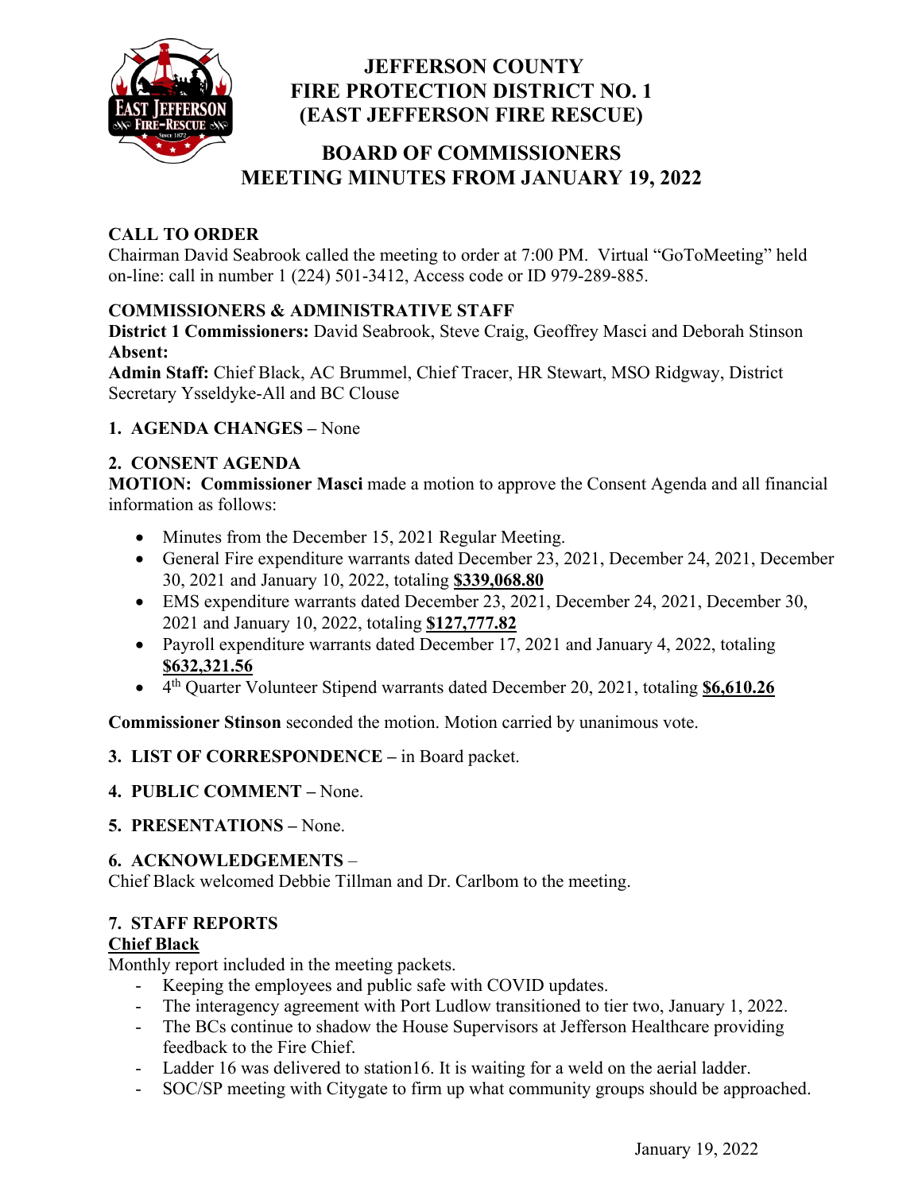# JEFFERSON COUNTY FIRE PROTECTION DISTRICT NO. 1 (EAST JEFFERSON FIRE RESCUE)

## BOARD OF COMMISSIONERS MEETING MINUTES FROM JANUARY 19, 2022

**CALL TO ORDER**

Chairman David Seabrook called the meeting to order at 7:00 PM. Virtual "GoToMeeting" held on-line: call in number 1 (224) 501-3412, Access code or ID 979-289-885.

**COMMISSIONERS & ADMINISTRATIVE STAFF**

**District 1 Commissioners:** David Seabrook, Steve Craig, Geoffrey Masci and Deborah Stinson

**Absent:**

**Admin Staff:** Chief Black, AC Brummel, Chief Tracer, HR Stewart, MSO Ridgway, District Secretary Ysseldyke-All and BC Clouse

**1. AGENDA CHANGES –** None

**2. CONSENT AGENDA**

**MOTION: Commissioner Masci** made a motion to approve the Consent Agenda and all financial information as follows:

- Minutes from the December 15, 2021 Regular Meeting.
- General Fire expenditure warrants dated December 23, 2021, December 24, 2021, December 30, 2021 and January 10, 2022, totaling **$339,068.80**
- EMS expenditure warrants dated December 23, 2021, December 24, 2021, December 30, 2021 and January 10, 2022, totaling **$127,777.82**
- Payroll expenditure warrants dated December 17, 2021 and January 4, 2022, totaling **$632,321.56**
- 4th Quarter Volunteer Stipend warrants dated December 20, 2021, totaling **$6,610.26**

**Commissioner Stinson** seconded the motion. Motion carried by unanimous vote.

**3. LIST OF CORRESPONDENCE –** in Board packet.

**4. PUBLIC COMMENT –** None.

**5. PRESENTATIONS –** None.

**6. ACKNOWLEDGEMENTS –**

Chief Black welcomed Debbie Tillman and Dr. Carlbom to the meeting.

**7. STAFF REPORTS**

**Chief Black**

Monthly report included in the meeting packets.

- Keeping the employees and public safe with COVID updates.
- The interagency agreement with Port Ludlow transitioned to tier two, January 1, 2022.
- The BCs continue to shadow the House Supervisors at Jefferson Healthcare providing feedback to the Fire Chief.
- Ladder 16 was delivered to station16. It is waiting for a weld on the aerial ladder.
- SOC/SP meeting with Citygate to firm up what community groups should be approached.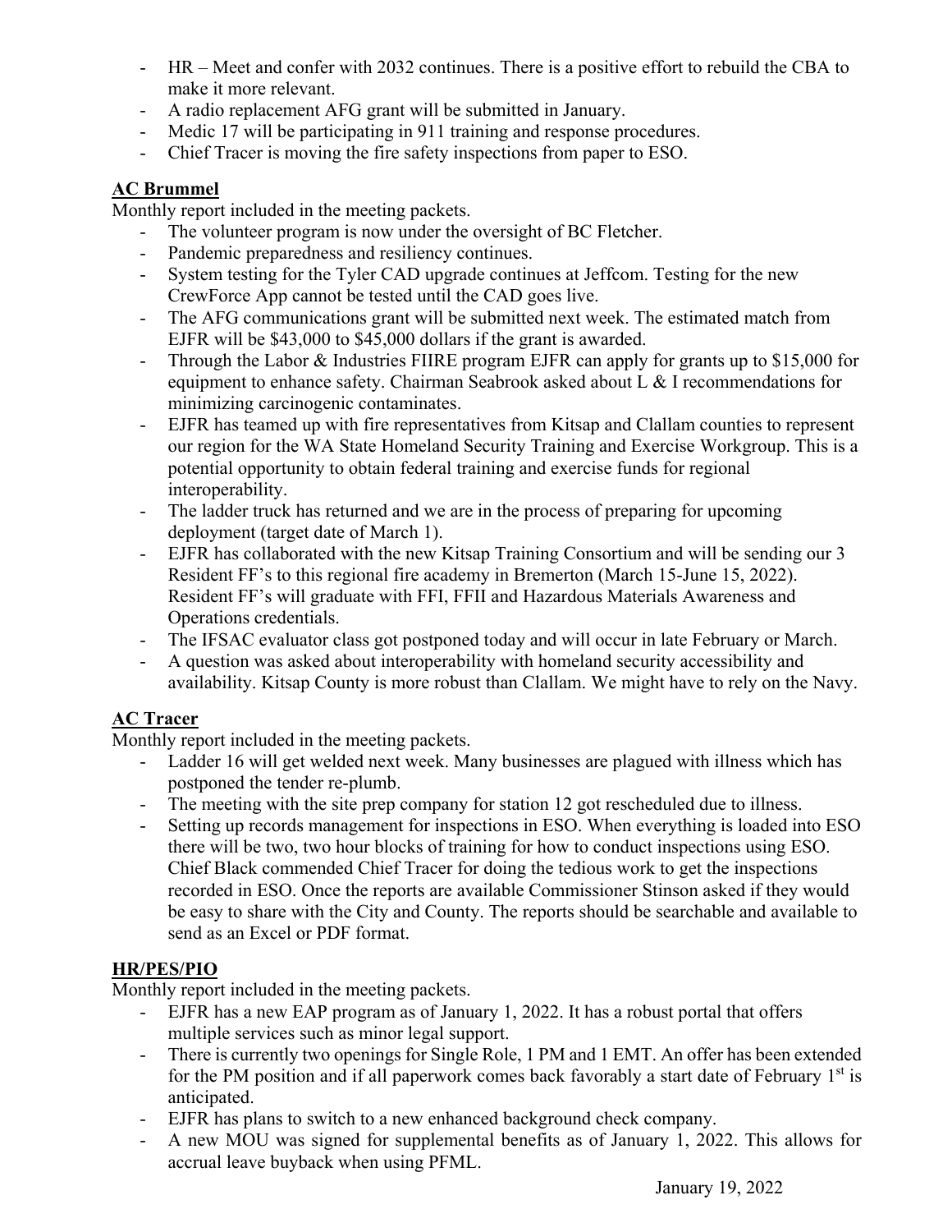- HR – Meet and confer with 2032 continues. There is a positive effort to rebuild the CBA to make it more relevant.
- A radio replacement AFG grant will be submitted in January.
- Medic 17 will be participating in 911 training and response procedures.
- Chief Tracer is moving the fire safety inspections from paper to ESO.

**AC Brummel**

Monthly report included in the meeting packets.

- The volunteer program is now under the oversight of BC Fletcher.
- Pandemic preparedness and resiliency continues.
- System testing for the Tyler CAD upgrade continues at Jeffcom. Testing for the new CrewForce App cannot be tested until the CAD goes live.
- The AFG communications grant will be submitted next week. The estimated match from EJFR will be $43,000 to $45,000 dollars if the grant is awarded.
- Through the Labor & Industries FIIRE program EJFR can apply for grants up to $15,000 for equipment to enhance safety. Chairman Seabrook asked about L & I recommendations for minimizing carcinogenic contaminates.
- EJFR has teamed up with fire representatives from Kitsap and Clallam counties to represent our region for the WA State Homeland Security Training and Exercise Workgroup. This is a potential opportunity to obtain federal training and exercise funds for regional interoperability.
- The ladder truck has returned and we are in the process of preparing for upcoming deployment (target date of March 1).
- EJFR has collaborated with the new Kitsap Training Consortium and will be sending our 3 Resident FF's to this regional fire academy in Bremerton (March 15-June 15, 2022). Resident FF's will graduate with FFI, FFII and Hazardous Materials Awareness and Operations credentials.
- The IFSAC evaluator class got postponed today and will occur in late February or March.
- A question was asked about interoperability with homeland security accessibility and availability. Kitsap County is more robust than Clallam. We might have to rely on the Navy.

**AC Tracer**

Monthly report included in the meeting packets.

- Ladder 16 will get welded next week. Many businesses are plagued with illness which has postponed the tender re-plumb.
- The meeting with the site prep company for station 12 got rescheduled due to illness.
- Setting up records management for inspections in ESO. When everything is loaded into ESO there will be two, two hour blocks of training for how to conduct inspections using ESO. Chief Black commended Chief Tracer for doing the tedious work to get the inspections recorded in ESO. Once the reports are available Commissioner Stinson asked if they would be easy to share with the City and County. The reports should be searchable and available to send as an Excel or PDF format.

**HR/PES/PIO**

Monthly report included in the meeting packets.

- EJFR has a new EAP program as of January 1, 2022. It has a robust portal that offers multiple services such as minor legal support.
- There is currently two openings for Single Role, 1 PM and 1 EMT. An offer has been extended for the PM position and if all paperwork comes back favorably a start date of February 1st is anticipated.
- EJFR has plans to switch to a new enhanced background check company.
- A new MOU was signed for supplemental benefits as of January 1, 2022. This allows for accrual leave buyback when using PFML.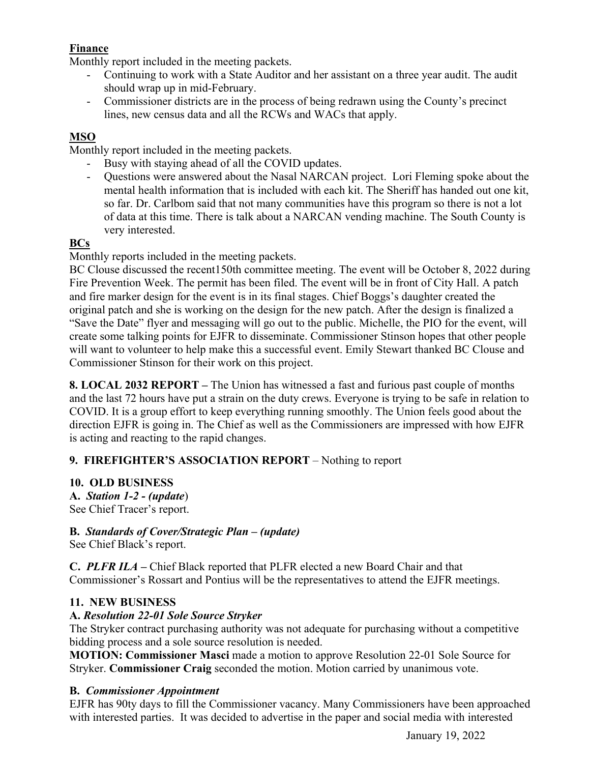**Finance**

Monthly report included in the meeting packets.

- Continuing to work with a State Auditor and her assistant on a three year audit. The audit should wrap up in mid-February.
- Commissioner districts are in the process of being redrawn using the County's precinct lines, new census data and all the RCWs and WACs that apply.

**MSO**

Monthly report included in the meeting packets.

- Busy with staying ahead of all the COVID updates.
- Questions were answered about the Nasal NARCAN project. Lori Fleming spoke about the mental health information that is included with each kit. The Sheriff has handed out one kit, so far. Dr. Carlbom said that not many communities have this program so there is not a lot of data at this time. There is talk about a NARCAN vending machine. The South County is very interested.

**BCs**

Monthly reports included in the meeting packets.

BC Clouse discussed the recent150th committee meeting. The event will be October 8, 2022 during Fire Prevention Week. The permit has been filed. The event will be in front of City Hall. A patch and fire marker design for the event is in its final stages. Chief Boggs's daughter created the original patch and she is working on the design for the new patch. After the design is finalized a "Save the Date" flyer and messaging will go out to the public. Michelle, the PIO for the event, will create some talking points for EJFR to disseminate. Commissioner Stinson hopes that other people will want to volunteer to help make this a successful event. Emily Stewart thanked BC Clouse and Commissioner Stinson for their work on this project.

**8. LOCAL 2032 REPORT –** The Union has witnessed a fast and furious past couple of months and the last 72 hours have put a strain on the duty crews. Everyone is trying to be safe in relation to COVID. It is a group effort to keep everything running smoothly. The Union feels good about the direction EJFR is going in. The Chief as well as the Commissioners are impressed with how EJFR is acting and reacting to the rapid changes.

**9. FIREFIGHTER'S ASSOCIATION REPORT** – Nothing to report

**10. OLD BUSINESS**

**A.** ***Station 1-2 - (update)***

See Chief Tracer's report.

**B.** ***Standards of Cover/Strategic Plan – (update)***

See Chief Black's report.

**C.** ***PLFR ILA –*** Chief Black reported that PLFR elected a new Board Chair and that Commissioner's Rossart and Pontius will be the representatives to attend the EJFR meetings.

**11. NEW BUSINESS**

**A.** ***Resolution 22-01 Sole Source Stryker***

The Stryker contract purchasing authority was not adequate for purchasing without a competitive bidding process and a sole source resolution is needed.

**MOTION: Commissioner Masci** made a motion to approve Resolution 22-01 Sole Source for Stryker. **Commissioner Craig** seconded the motion. Motion carried by unanimous vote.

**B.** ***Commissioner Appointment***

EJFR has 90ty days to fill the Commissioner vacancy. Many Commissioners have been approached with interested parties. It was decided to advertise in the paper and social media with interested

January 19, 2022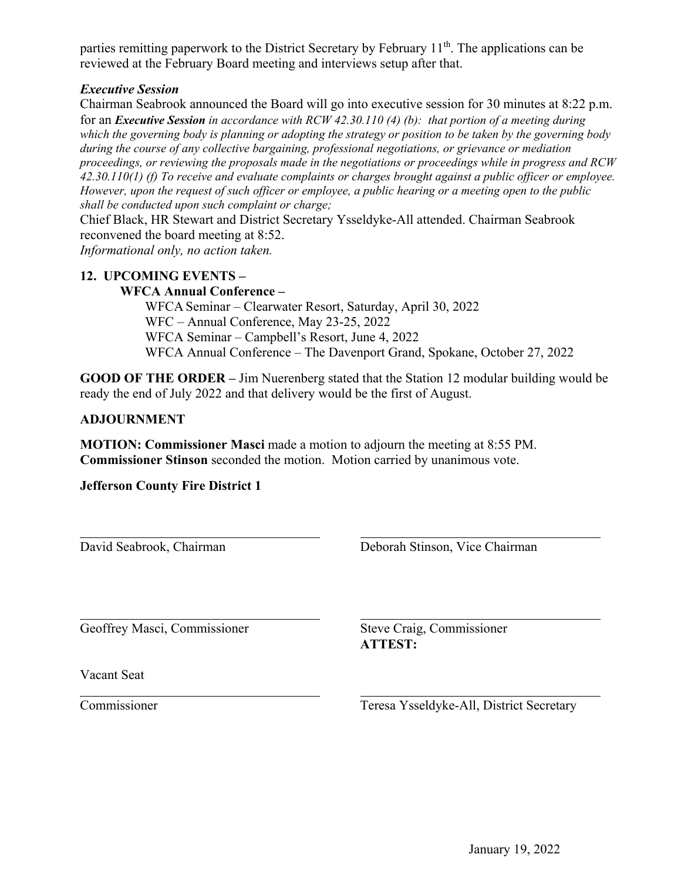parties remitting paperwork to the District Secretary by February 11th. The applications can be reviewed at the February Board meeting and interviews setup after that.

***Executive Session***

Chairman Seabrook announced the Board will go into executive session for 30 minutes at 8:22 p.m. for an ***Executive Session*** *in accordance with RCW 42.30.110 (4) (b): that portion of a meeting during which the governing body is planning or adopting the strategy or position to be taken by the governing body during the course of any collective bargaining, professional negotiations, or grievance or mediation proceedings, or reviewing the proposals made in the negotiations or proceedings while in progress and RCW 42.30.110(1) (f) To receive and evaluate complaints or charges brought against a public officer or employee. However, upon the request of such officer or employee, a public hearing or a meeting open to the public shall be conducted upon such complaint or charge;*

Chief Black, HR Stewart and District Secretary Ysseldyke-All attended. Chairman Seabrook reconvened the board meeting at 8:52.

*Informational only, no action taken.*

**12. UPCOMING EVENTS –**

**WFCA Annual Conference –**

WFCA Seminar – Clearwater Resort, Saturday, April 30, 2022
WFC – Annual Conference, May 23-25, 2022
WFCA Seminar – Campbell's Resort, June 4, 2022
WFCA Annual Conference – The Davenport Grand, Spokane, October 27, 2022

**GOOD OF THE ORDER –** Jim Nuerenberg stated that the Station 12 modular building would be ready the end of July 2022 and that delivery would be the first of August.

**ADJOURNMENT**

**MOTION: Commissioner Masci** made a motion to adjourn the meeting at 8:55 PM. **Commissioner Stinson** seconded the motion. Motion carried by unanimous vote.

**Jefferson County Fire District 1**

David Seabrook, Chairman

Deborah Stinson, Vice Chairman

Geoffrey Masci, Commissioner

Steve Craig, Commissioner

**ATTEST:**

Vacant Seat

Commissioner

Teresa Ysseldyke-All, District Secretary

January 19, 2022